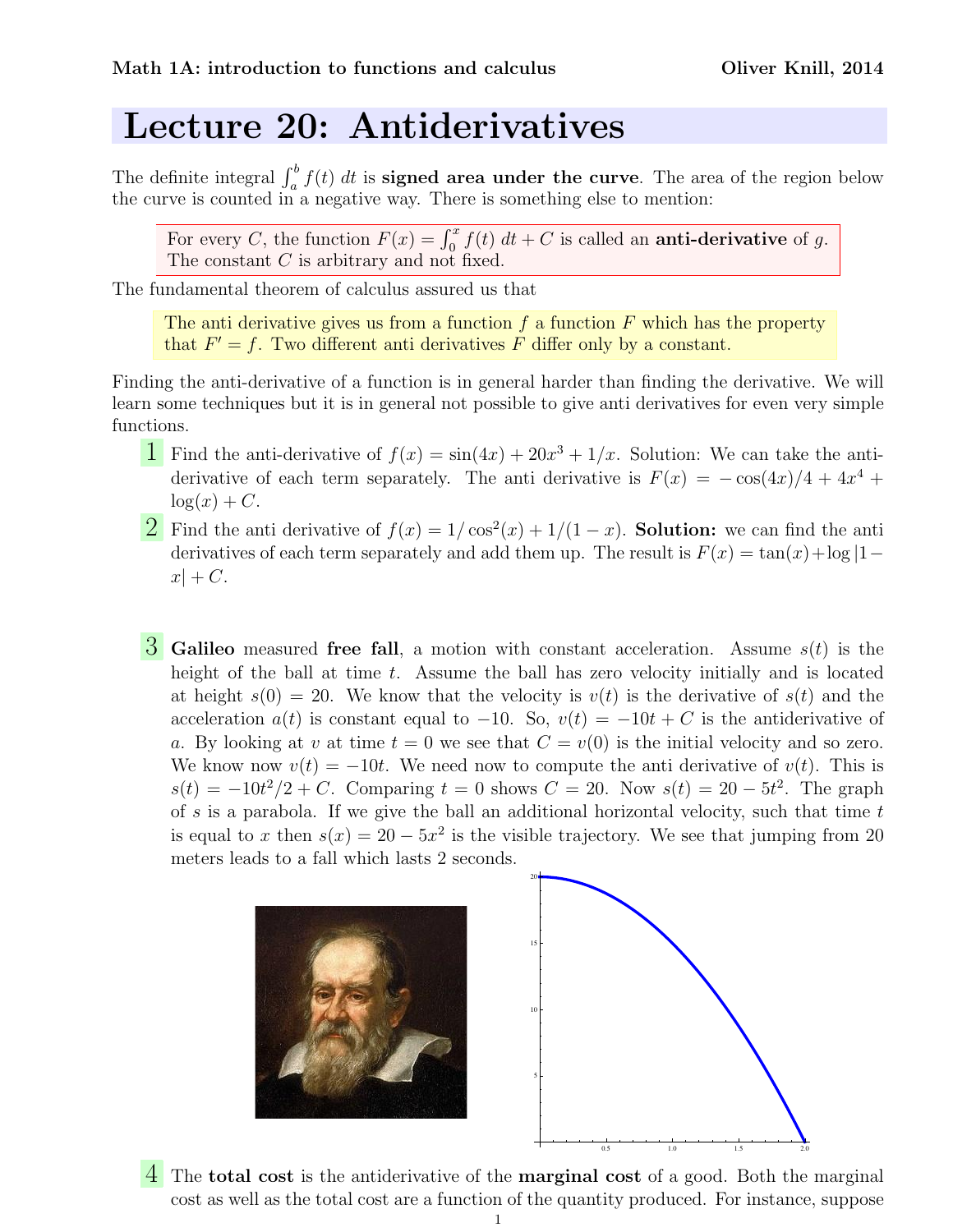# Lecture 20: Antiderivatives

The definite integral $\int_a^b f(t)\,dt$ is **signed area under the curve**. The area of the region below the curve is counted in a negative way. There is something else to mention:

> For every $C$, the function $F(x) = \int_0^x f(t)\,dt + C$ is called an **anti-derivative** of $g$. The constant $C$ is arbitrary and not fixed.

The fundamental theorem of calculus assured us that

> The anti derivative gives us from a function $f$ a function $F$ which has the property that $F' = f$. Two different anti derivatives $F$ differ only by a constant.

Finding the anti-derivative of a function is in general harder than finding the derivative. We will learn some techniques but it is in general not possible to give anti derivatives for even very simple functions.

**1** Find the anti-derivative of $f(x) = \sin(4x) + 20x^3 + 1/x$. Solution: We can take the anti-derivative of each term separately. The anti derivative is $F(x) = -\cos(4x)/4 + 4x^4 + \log(x) + C$.

**2** Find the anti derivative of $f(x) = 1/\cos^2(x) + 1/(1-x)$. **Solution:** we can find the anti derivatives of each term separately and add them up. The result is $F(x) = \tan(x) + \log|1-x| + C$.

**3** **Galileo** measured **free fall**, a motion with constant acceleration. Assume $s(t)$ is the height of the ball at time $t$. Assume the ball has zero velocity initially and is located at height $s(0) = 20$. We know that the velocity is $v(t)$ is the derivative of $s(t)$ and the acceleration $a(t)$ is constant equal to $-10$. So, $v(t) = -10t + C$ is the antiderivative of $a$. By looking at $v$ at time $t = 0$ we see that $C = v(0)$ is the initial velocity and so zero. We know now $v(t) = -10t$. We need now to compute the anti derivative of $v(t)$. This is $s(t) = -10t^2/2 + C$. Comparing $t = 0$ shows $C = 20$. Now $s(t) = 20 - 5t^2$. The graph of $s$ is a parabola. If we give the ball an additional horizontal velocity, such that time $t$ is equal to $x$ then $s(x) = 20 - 5x^2$ is the visible trajectory. We see that jumping from 20 meters leads to a fall which lasts 2 seconds.

**4** The **total cost** is the antiderivative of the **marginal cost** of a good. Both the marginal cost as well as the total cost are a function of the quantity produced. For instance, suppose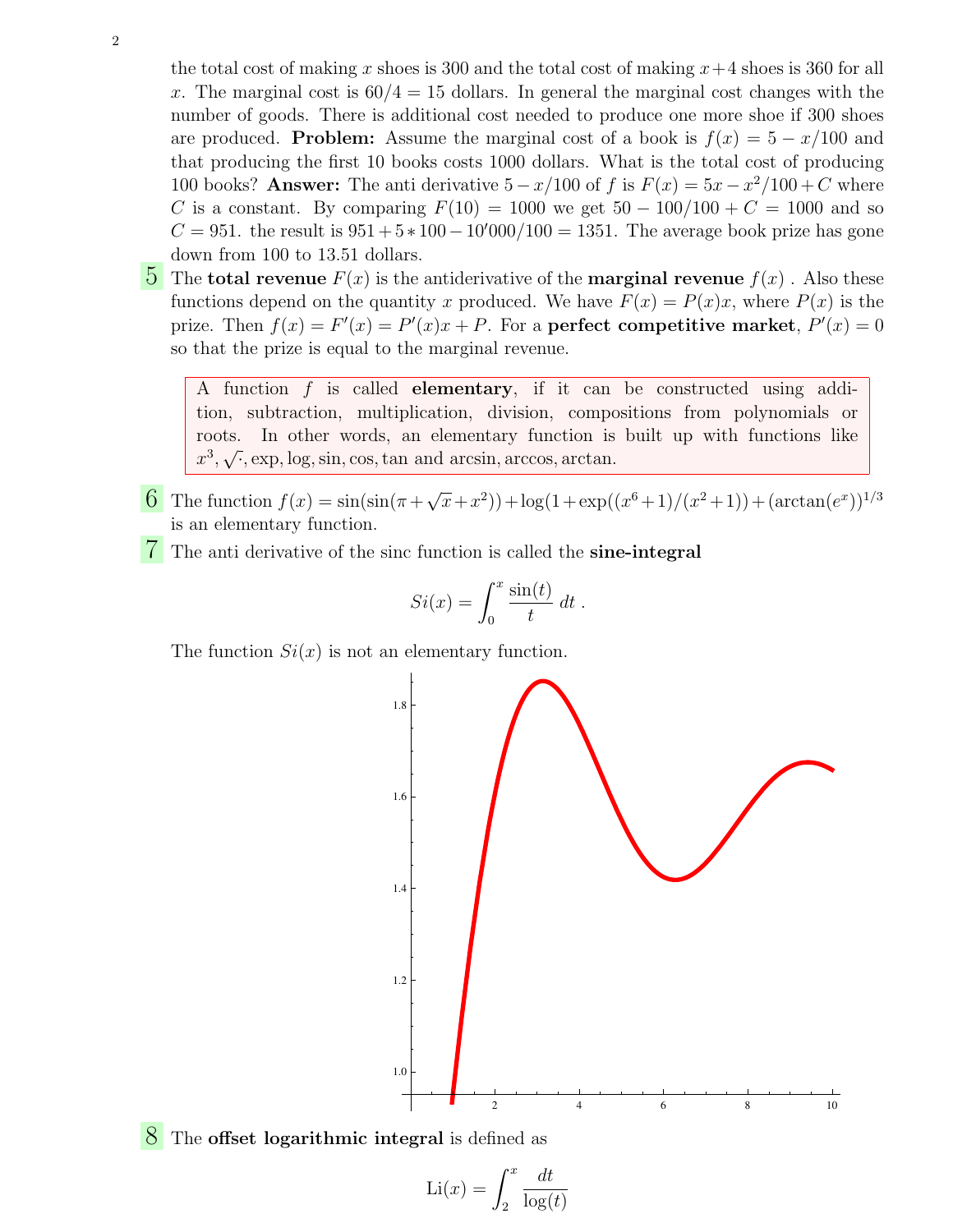the total cost of making $x$ shoes is 300 and the total cost of making $x+4$ shoes is 360 for all $x$. The marginal cost is $60/4 = 15$ dollars. In general the marginal cost changes with the number of goods. There is additional cost needed to produce one more shoe if 300 shoes are produced. **Problem:** Assume the marginal cost of a book is $f(x) = 5 - x/100$ and that producing the first 10 books costs 1000 dollars. What is the total cost of producing 100 books? **Answer:** The anti derivative $5 - x/100$ of $f$ is $F(x) = 5x - x^2/100 + C$ where $C$ is a constant. By comparing $F(10) = 1000$ we get $50 - 100/100 + C = 1000$ and so $C = 951$. the result is $951 + 5 * 100 - 10'000/100 = 1351$. The average book prize has gone down from 100 to 13.51 dollars.

**5** The **total revenue** $F(x)$ is the antiderivative of the **marginal revenue** $f(x)$ . Also these functions depend on the quantity $x$ produced. We have $F(x) = P(x)x$, where $P(x)$ is the prize. Then $f(x) = F'(x) = P'(x)x + P$. For a **perfect competitive market**, $P'(x) = 0$ so that the prize is equal to the marginal revenue.

> A function $f$ is called **elementary**, if it can be constructed using addition, subtraction, multiplication, division, compositions from polynomials or roots. In other words, an elementary function is built up with functions like $x^3, \sqrt{\cdot}, \exp, \log, \sin, \cos, \tan$ and $\arcsin, \arccos, \arctan$.

**6** The function $f(x) = \sin(\sin(\pi + \sqrt{x} + x^2)) + \log(1 + \exp((x^6+1)/(x^2+1)) + (\arctan(e^x))^{1/3}$ is an elementary function.

**7** The anti derivative of the sinc function is called the **sine-integral**

$$Si(x) = \int_0^x \frac{\sin(t)}{t}\, dt\,.$$

The function $Si(x)$ is not an elementary function.

**8** The **offset logarithmic integral** is defined as

$$\mathrm{Li}(x) = \int_2^x \frac{dt}{\log(t)}$$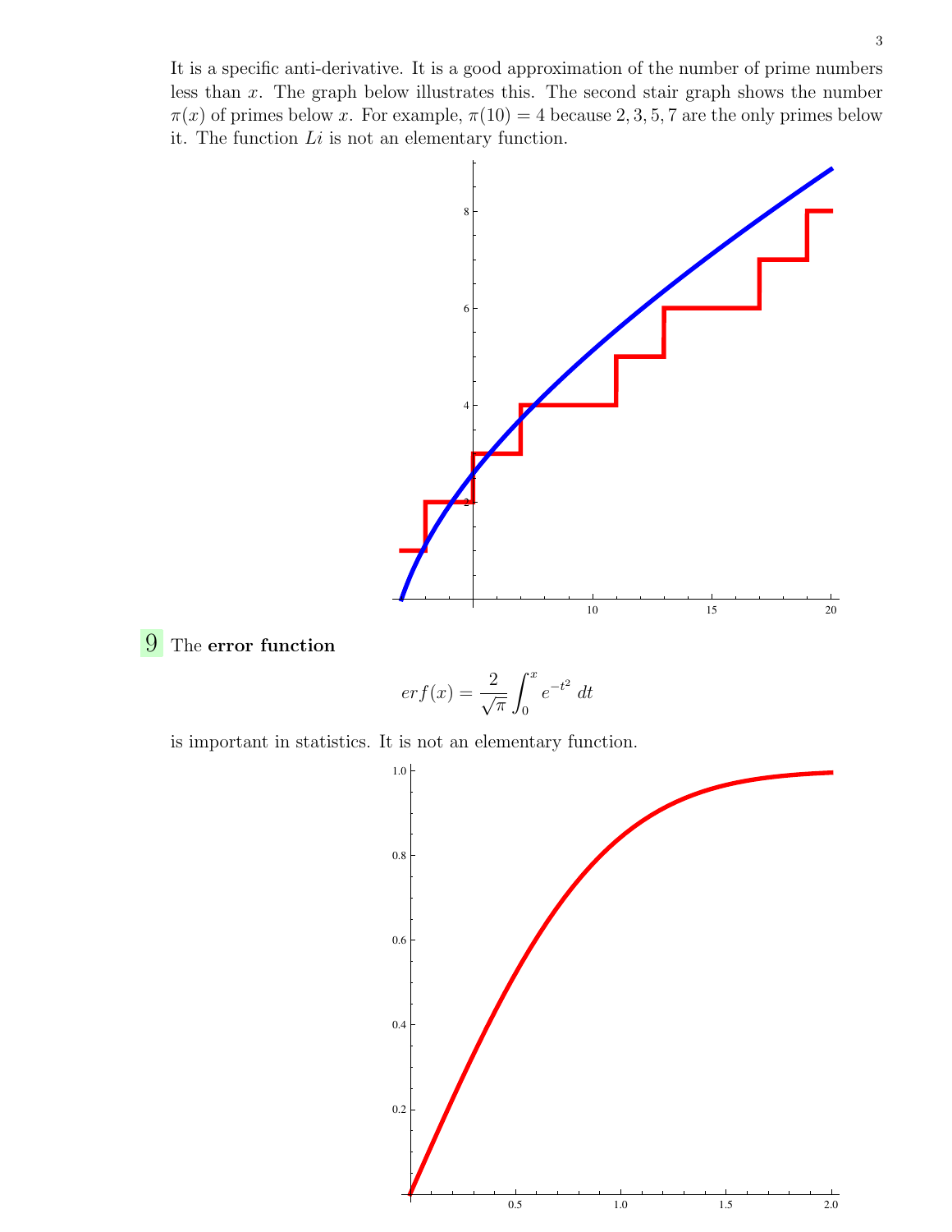It is a specific anti-derivative. It is a good approximation of the number of prime numbers less than $x$. The graph below illustrates this. The second stair graph shows the number $\pi(x)$ of primes below $x$. For example, $\pi(10) = 4$ because $2, 3, 5, 7$ are the only primes below it. The function $Li$ is not an elementary function.

**9** The **error function**

$$erf(x) = \frac{2}{\sqrt{\pi}} \int_0^x e^{-t^2} \, dt$$

is important in statistics. It is not an elementary function.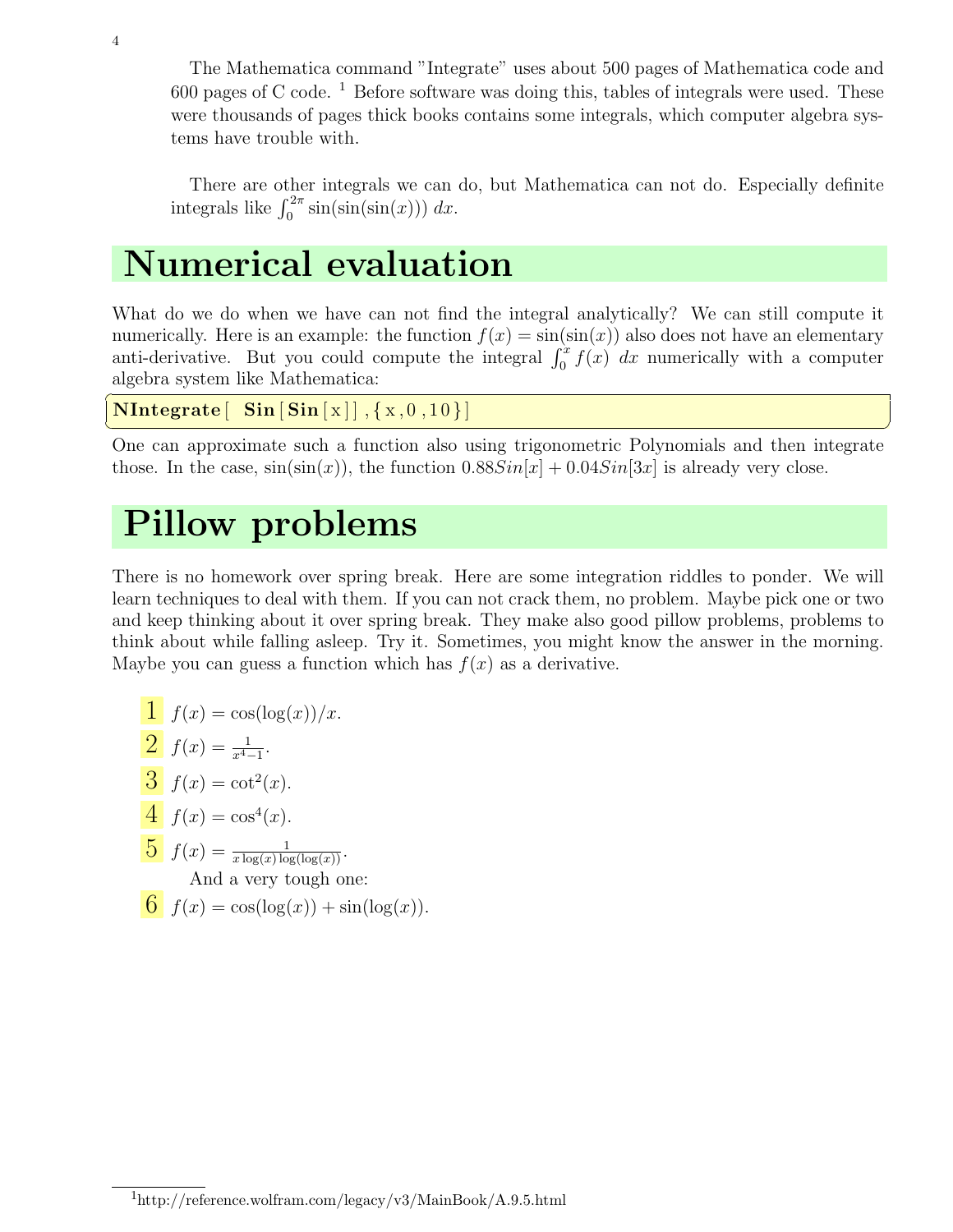The Mathematica command "Integrate" uses about 500 pages of Mathematica code and 600 pages of C code. [1] Before software was doing this, tables of integrals were used. These were thousands of pages thick books contains some integrals, which computer algebra systems have trouble with.

There are other integrals we can do, but Mathematica can not do. Especially definite integrals like $\int_0^{2\pi} \sin(\sin(\sin(x)))\, dx$.

# Numerical evaluation

What do we do when we have can not find the integral analytically? We can still compute it numerically. Here is an example: the function $f(x) = \sin(\sin(x))$ also does not have an elementary anti-derivative. But you could compute the integral $\int_0^x f(x)\, dx$ numerically with a computer algebra system like Mathematica:

```
NIntegrate[ Sin[Sin[x]],{x,0,10}]
```

One can approximate such a function also using trigonometric Polynomials and then integrate those. In the case, $\sin(\sin(x))$, the function $0.88 Sin[x] + 0.04 Sin[3x]$ is already very close.

# Pillow problems

There is no homework over spring break. Here are some integration riddles to ponder. We will learn techniques to deal with them. If you can not crack them, no problem. Maybe pick one or two and keep thinking about it over spring break. They make also good pillow problems, problems to think about while falling asleep. Try it. Sometimes, you might know the answer in the morning. Maybe you can guess a function which has $f(x)$ as a derivative.

1. $f(x) = \cos(\log(x))/x$.
2. $f(x) = \frac{1}{x^4 - 1}$.
3. $f(x) = \cot^2(x)$.
4. $f(x) = \cos^4(x)$.
5. $f(x) = \frac{1}{x \log(x) \log(\log(x))}$.

   And a very tough one:
6. $f(x) = \cos(\log(x)) + \sin(\log(x))$.

[1] http://reference.wolfram.com/legacy/v3/MainBook/A.9.5.html